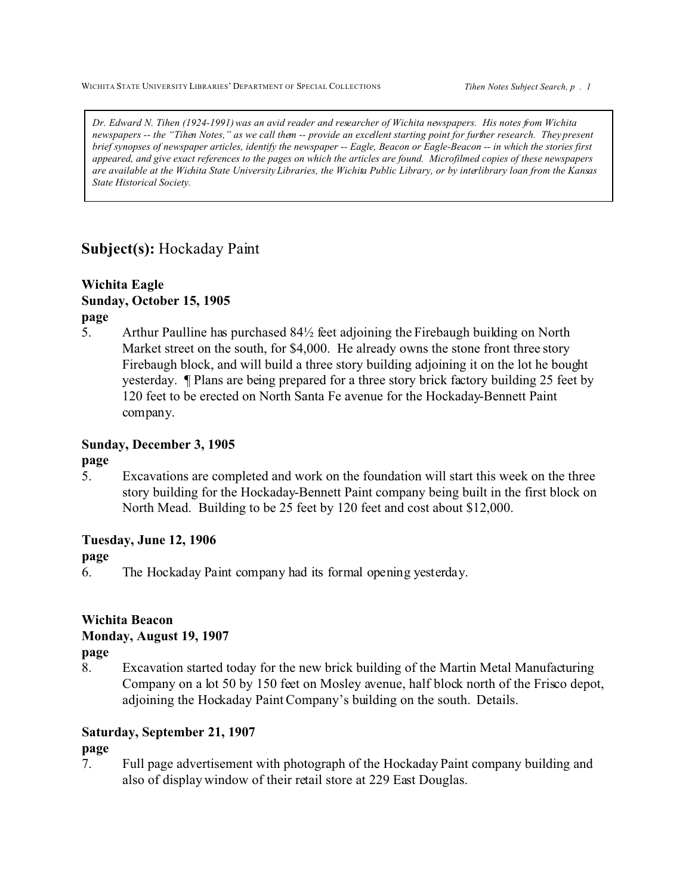*Dr. Edward N. Tihen (1924-1991) was an avid reader and researcher of Wichita newspapers. His notes from Wichita newspapers -- the "Tihen Notes," as we call them -- provide an excellent starting point for further research. They present brief synopses of newspaper articles, identify the newspaper -- Eagle, Beacon or Eagle-Beacon -- in which the stories first appeared, and give exact references to the pages on which the articles are found. Microfilmed copies of these newspapers are available at the Wichita State University Libraries, the Wichita Public Library, or by interlibrary loan from the Kansas State Historical Society.*

## **Subject(s):** Hockaday Paint

**Wichita Eagle**
**Sunday, October 15, 1905**
**page**

5. Arthur Paulline has purchased 84½ feet adjoining the Firebaugh building on North Market street on the south, for $4,000. He already owns the stone front three story Firebaugh block, and will build a three story building adjoining it on the lot he bought yesterday. ¶ Plans are being prepared for a three story brick factory building 25 feet by 120 feet to be erected on North Santa Fe avenue for the Hockaday-Bennett Paint company.

**Sunday, December 3, 1905**
**page**

5. Excavations are completed and work on the foundation will start this week on the three story building for the Hockaday-Bennett Paint company being built in the first block on North Mead. Building to be 25 feet by 120 feet and cost about $12,000.

**Tuesday, June 12, 1906**
**page**

6. The Hockaday Paint company had its formal opening yesterday.

**Wichita Beacon**
**Monday, August 19, 1907**
**page**

8. Excavation started today for the new brick building of the Martin Metal Manufacturing Company on a lot 50 by 150 feet on Mosley avenue, half block north of the Frisco depot, adjoining the Hockaday Paint Company's building on the south. Details.

**Saturday, September 21, 1907**
**page**

7. Full page advertisement with photograph of the Hockaday Paint company building and also of display window of their retail store at 229 East Douglas.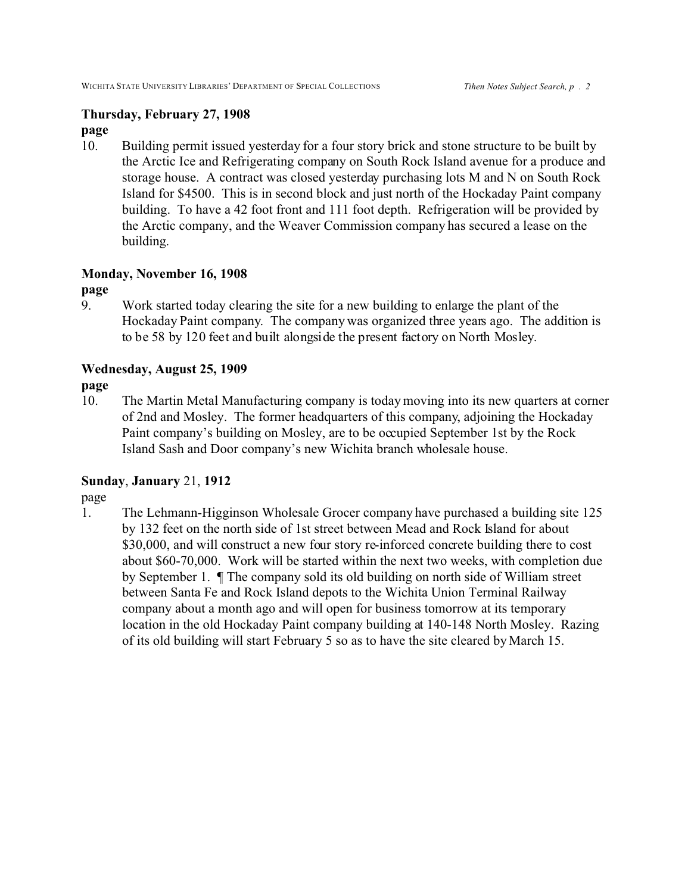**Thursday, February 27, 1908**

**page**

10. Building permit issued yesterday for a four story brick and stone structure to be built by the Arctic Ice and Refrigerating company on South Rock Island avenue for a produce and storage house. A contract was closed yesterday purchasing lots M and N on South Rock Island for $4500. This is in second block and just north of the Hockaday Paint company building. To have a 42 foot front and 111 foot depth. Refrigeration will be provided by the Arctic company, and the Weaver Commission company has secured a lease on the building.

**Monday, November 16, 1908**

**page**

9. Work started today clearing the site for a new building to enlarge the plant of the Hockaday Paint company. The company was organized three years ago. The addition is to be 58 by 120 feet and built alongside the present factory on North Mosley.

**Wednesday, August 25, 1909**

**page**

10. The Martin Metal Manufacturing company is today moving into its new quarters at corner of 2nd and Mosley. The former headquarters of this company, adjoining the Hockaday Paint company's building on Mosley, are to be occupied September 1st by the Rock Island Sash and Door company's new Wichita branch wholesale house.

**Sunday**, **January** 21, **1912**

page

1. The Lehmann-Higginson Wholesale Grocer company have purchased a building site 125 by 132 feet on the north side of 1st street between Mead and Rock Island for about $30,000, and will construct a new four story re-inforced concrete building there to cost about $60-70,000. Work will be started within the next two weeks, with completion due by September 1. ¶ The company sold its old building on north side of William street between Santa Fe and Rock Island depots to the Wichita Union Terminal Railway company about a month ago and will open for business tomorrow at its temporary location in the old Hockaday Paint company building at 140-148 North Mosley. Razing of its old building will start February 5 so as to have the site cleared by March 15.